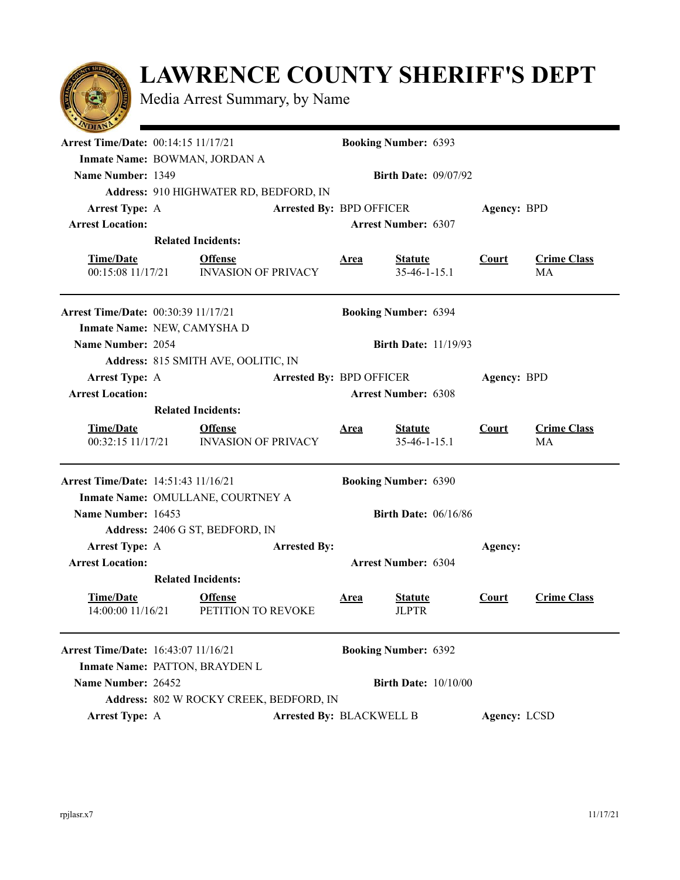# LAWRENCE COUNTY SHERIFF'S DEPT

Media Arrest Summary, by Name

---

**Arrest Time/Date:** 00:14:15 11/17/21 **Booking Number:** 6393

**Inmate Name:** BOWMAN, JORDAN A

**Name Number:** 1349 **Birth Date:** 09/07/92

**Address:** 910 HIGHWATER RD, BEDFORD, IN

**Arrest Type:** A **Arrested By:** BPD OFFICER **Agency:** BPD

**Arrest Location:** **Arrest Number:** 6307

**Related Incidents:**

| Time/Date | Offense | Area | Statute | Court | Crime Class |
|---|---|---|---|---|---|
| 00:15:08 11/17/21 | INVASION OF PRIVACY | | 35-46-1-15.1 | | MA |

---

**Arrest Time/Date:** 00:30:39 11/17/21 **Booking Number:** 6394

**Inmate Name:** NEW, CAMYSHA D

**Name Number:** 2054 **Birth Date:** 11/19/93

**Address:** 815 SMITH AVE, OOLITIC, IN

**Arrest Type:** A **Arrested By:** BPD OFFICER **Agency:** BPD

**Arrest Location:** **Arrest Number:** 6308

**Related Incidents:**

| Time/Date | Offense | Area | Statute | Court | Crime Class |
|---|---|---|---|---|---|
| 00:32:15 11/17/21 | INVASION OF PRIVACY | | 35-46-1-15.1 | | MA |

---

**Arrest Time/Date:** 14:51:43 11/16/21 **Booking Number:** 6390

**Inmate Name:** OMULLANE, COURTNEY A

**Name Number:** 16453 **Birth Date:** 06/16/86

**Address:** 2406 G ST, BEDFORD, IN

**Arrest Type:** A **Arrested By:** **Agency:**

**Arrest Location:** **Arrest Number:** 6304

**Related Incidents:**

| Time/Date | Offense | Area | Statute | Court | Crime Class |
|---|---|---|---|---|---|
| 14:00:00 11/16/21 | PETITION TO REVOKE | | JLPTR | | |

---

**Arrest Time/Date:** 16:43:07 11/16/21 **Booking Number:** 6392

**Inmate Name:** PATTON, BRAYDEN L

**Name Number:** 26452 **Birth Date:** 10/10/00

**Address:** 802 W ROCKY CREEK, BEDFORD, IN

**Arrest Type:** A **Arrested By:** BLACKWELL B **Agency:** LCSD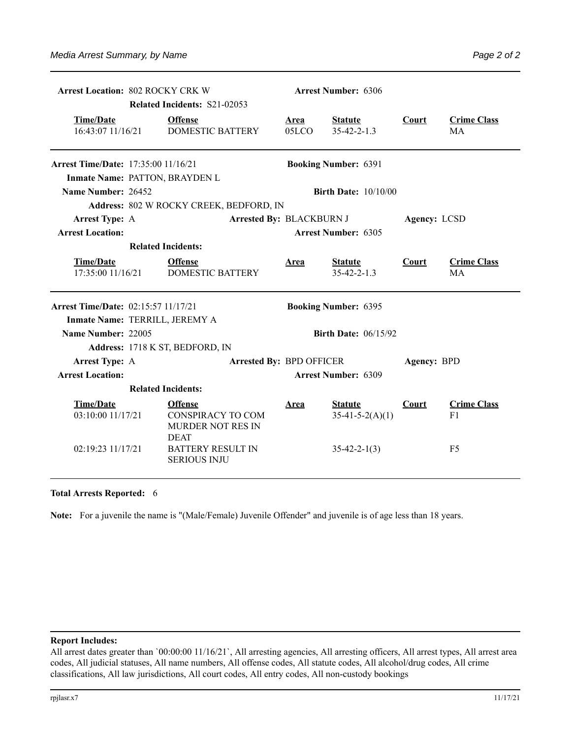**Arrest Location:** 802 ROCKY CRK W **Arrest Number:** 6306

**Related Incidents:** S21-02053

| Time/Date | Offense | Area | Statute | Court | Crime Class |
|---|---|---|---|---|---|
| 16:43:07 11/16/21 | DOMESTIC BATTERY | 05LCO | 35-42-2-1.3 | | MA |

---

**Arrest Time/Date:** 17:35:00 11/16/21 **Booking Number:** 6391

**Inmate Name:** PATTON, BRAYDEN L

**Name Number:** 26452 **Birth Date:** 10/10/00

**Address:** 802 W ROCKY CREEK, BEDFORD, IN

**Arrest Type:** A **Arrested By:** BLACKBURN J **Agency:** LCSD

**Arrest Location:** **Arrest Number:** 6305

**Related Incidents:**

| Time/Date | Offense | Area | Statute | Court | Crime Class |
|---|---|---|---|---|---|
| 17:35:00 11/16/21 | DOMESTIC BATTERY | | 35-42-2-1.3 | | MA |

---

**Arrest Time/Date:** 02:15:57 11/17/21 **Booking Number:** 6395

**Inmate Name:** TERRILL, JEREMY A

**Name Number:** 22005 **Birth Date:** 06/15/92

**Address:** 1718 K ST, BEDFORD, IN

**Arrest Type:** A **Arrested By:** BPD OFFICER **Agency:** BPD

**Arrest Location:** **Arrest Number:** 6309

**Related Incidents:**

| Time/Date | Offense | Area | Statute | Court | Crime Class |
|---|---|---|---|---|---|
| 03:10:00 11/17/21 | CONSPIRACY TO COM MURDER NOT RES IN DEAT | | 35-41-5-2(A)(1) | | F1 |
| 02:19:23 11/17/21 | BATTERY RESULT IN SERIOUS INJU | | 35-42-2-1(3) | | F5 |

---

**Total Arrests Reported:** 6

**Note:** For a juvenile the name is "(Male/Female) Juvenile Offender" and juvenile is of age less than 18 years.

**Report Includes:**

All arrest dates greater than `00:00:00 11/16/21`, All arresting agencies, All arresting officers, All arrest types, All arrest area codes, All judicial statuses, All name numbers, All offense codes, All statute codes, All alcohol/drug codes, All crime classifications, All law jurisdictions, All court codes, All entry codes, All non-custody bookings

rpjlasr.x7 11/17/21